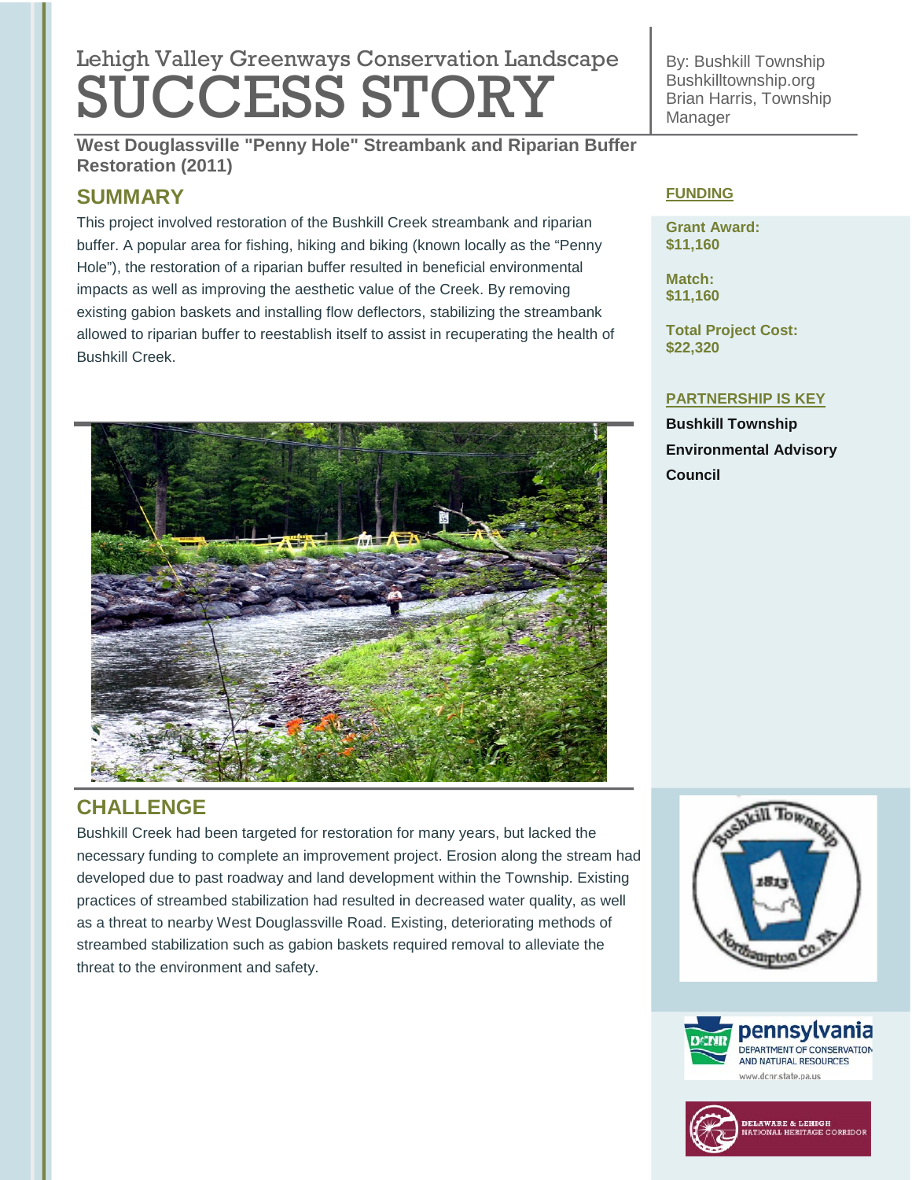Lehigh Valley Greenways Conservation Landscape

# SUCCESS STORY

By: Bushkill Township
Bushkilltownship.org
Brian Harris, Township Manager

**West Douglassville "Penny Hole" Streambank and Riparian Buffer Restoration (2011)**

## SUMMARY

This project involved restoration of the Bushkill Creek streambank and riparian buffer. A popular area for fishing, hiking and biking (known locally as the "Penny Hole"), the restoration of a riparian buffer resulted in beneficial environmental impacts as well as improving the aesthetic value of the Creek. By removing existing gabion baskets and installing flow deflectors, stabilizing the streambank allowed to riparian buffer to reestablish itself to assist in recuperating the health of Bushkill Creek.

## CHALLENGE

Bushkill Creek had been targeted for restoration for many years, but lacked the necessary funding to complete an improvement project. Erosion along the stream had developed due to past roadway and land development within the Township. Existing practices of streambed stabilization had resulted in decreased water quality, as well as a threat to nearby West Douglassville Road. Existing, deteriorating methods of streambed stabilization such as gabion baskets required removal to alleviate the threat to the environment and safety.

## FUNDING

**Grant Award:**
**$11,160**

**Match:**
**$11,160**

**Total Project Cost:**
**$22,320**

## PARTNERSHIP IS KEY

**Bushkill Township Environmental Advisory Council**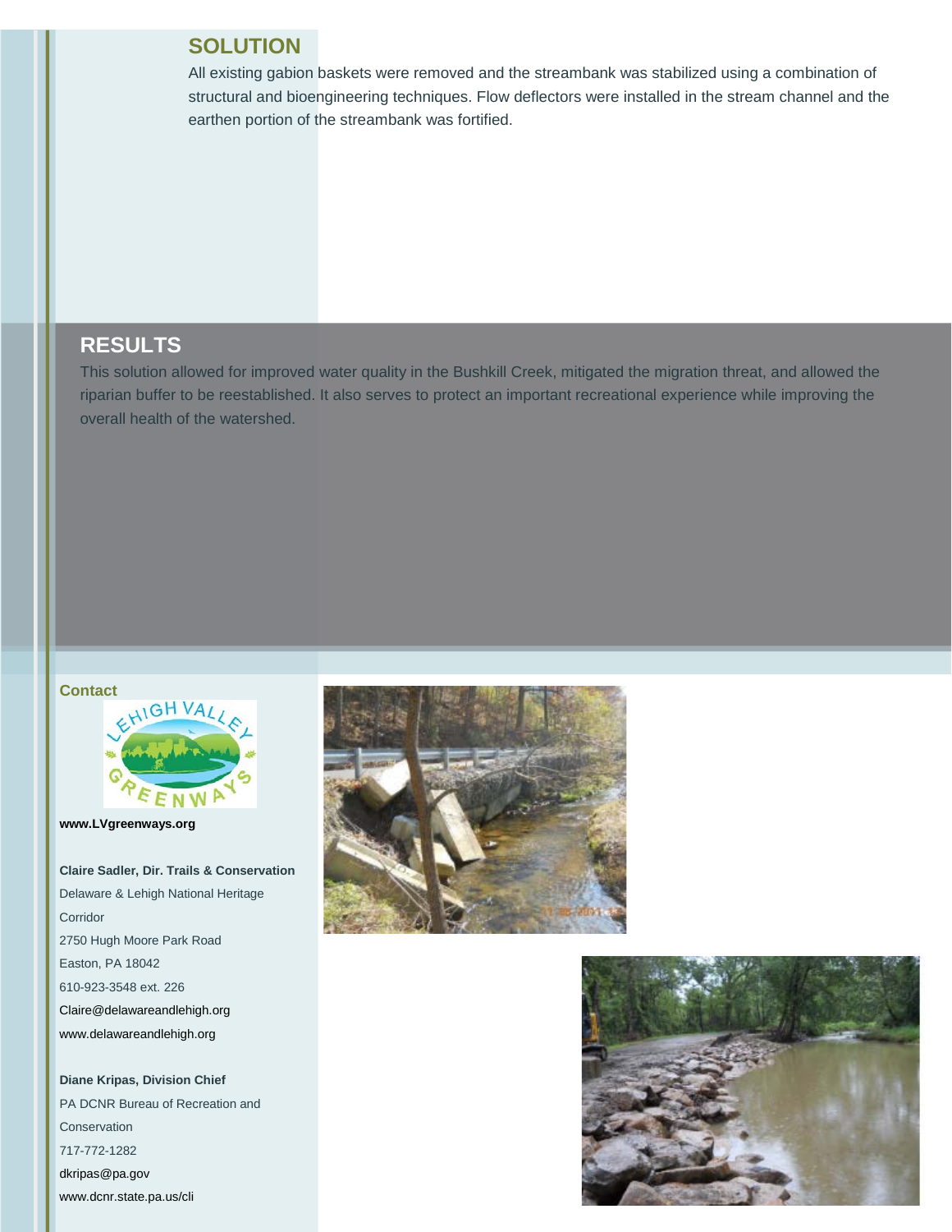## SOLUTION

All existing gabion baskets were removed and the streambank was stabilized using a combination of structural and bioengineering techniques. Flow deflectors were installed in the stream channel and the earthen portion of the streambank was fortified.

## RESULTS

This solution allowed for improved water quality in the Bushkill Creek, mitigated the migration threat, and allowed the riparian buffer to be reestablished. It also serves to protect an important recreational experience while improving the overall health of the watershed.

### Contact

**www.LVgreenways.org**

**Claire Sadler, Dir. Trails & Conservation**
Delaware & Lehigh National Heritage Corridor
2750 Hugh Moore Park Road
Easton, PA 18042
610-923-3548 ext. 226
Claire@delawareandlehigh.org
www.delawareandlehigh.org

**Diane Kripas, Division Chief**
PA DCNR Bureau of Recreation and Conservation
717-772-1282
dkripas@pa.gov
www.dcnr.state.pa.us/cli